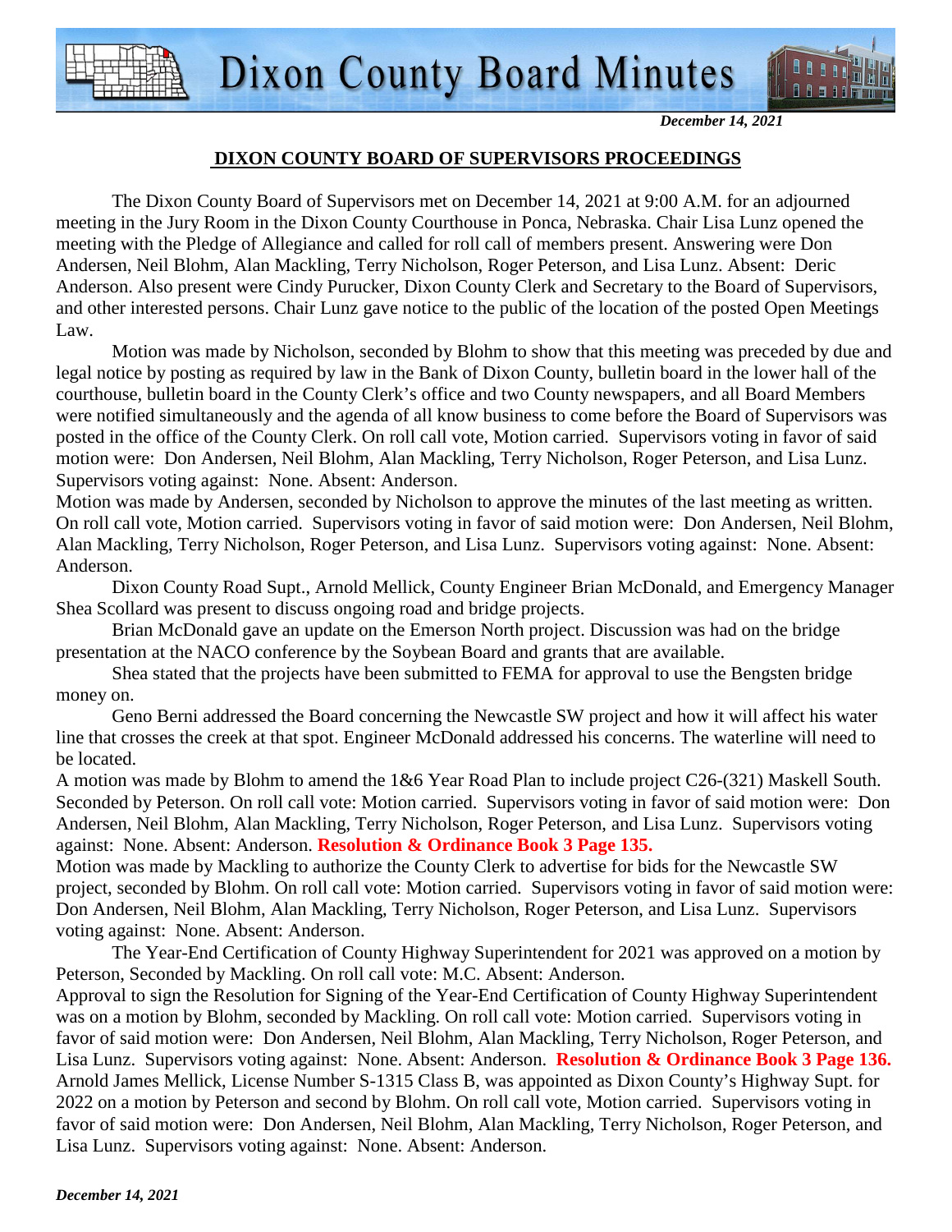# Dixon County Board Minutes

*December 14, 2021*

## DIXON COUNTY BOARD OF SUPERVISORS PROCEEDINGS

The Dixon County Board of Supervisors met on December 14, 2021 at 9:00 A.M. for an adjourned meeting in the Jury Room in the Dixon County Courthouse in Ponca, Nebraska. Chair Lisa Lunz opened the meeting with the Pledge of Allegiance and called for roll call of members present. Answering were Don Andersen, Neil Blohm, Alan Mackling, Terry Nicholson, Roger Peterson, and Lisa Lunz. Absent: Deric Anderson. Also present were Cindy Purucker, Dixon County Clerk and Secretary to the Board of Supervisors, and other interested persons. Chair Lunz gave notice to the public of the location of the posted Open Meetings Law.

Motion was made by Nicholson, seconded by Blohm to show that this meeting was preceded by due and legal notice by posting as required by law in the Bank of Dixon County, bulletin board in the lower hall of the courthouse, bulletin board in the County Clerk's office and two County newspapers, and all Board Members were notified simultaneously and the agenda of all know business to come before the Board of Supervisors was posted in the office of the County Clerk. On roll call vote, Motion carried. Supervisors voting in favor of said motion were: Don Andersen, Neil Blohm, Alan Mackling, Terry Nicholson, Roger Peterson, and Lisa Lunz. Supervisors voting against: None. Absent: Anderson.

Motion was made by Andersen, seconded by Nicholson to approve the minutes of the last meeting as written. On roll call vote, Motion carried. Supervisors voting in favor of said motion were: Don Andersen, Neil Blohm, Alan Mackling, Terry Nicholson, Roger Peterson, and Lisa Lunz. Supervisors voting against: None. Absent: Anderson.

Dixon County Road Supt., Arnold Mellick, County Engineer Brian McDonald, and Emergency Manager Shea Scollard was present to discuss ongoing road and bridge projects.

Brian McDonald gave an update on the Emerson North project. Discussion was had on the bridge presentation at the NACO conference by the Soybean Board and grants that are available.

Shea stated that the projects have been submitted to FEMA for approval to use the Bengsten bridge money on.

Geno Berni addressed the Board concerning the Newcastle SW project and how it will affect his water line that crosses the creek at that spot. Engineer McDonald addressed his concerns. The waterline will need to be located.

A motion was made by Blohm to amend the 1&6 Year Road Plan to include project C26-(321) Maskell South. Seconded by Peterson. On roll call vote: Motion carried. Supervisors voting in favor of said motion were: Don Andersen, Neil Blohm, Alan Mackling, Terry Nicholson, Roger Peterson, and Lisa Lunz. Supervisors voting against: None. Absent: Anderson. **Resolution & Ordinance Book 3 Page 135.**

Motion was made by Mackling to authorize the County Clerk to advertise for bids for the Newcastle SW project, seconded by Blohm. On roll call vote: Motion carried. Supervisors voting in favor of said motion were: Don Andersen, Neil Blohm, Alan Mackling, Terry Nicholson, Roger Peterson, and Lisa Lunz. Supervisors voting against: None. Absent: Anderson.

The Year-End Certification of County Highway Superintendent for 2021 was approved on a motion by Peterson, Seconded by Mackling. On roll call vote: M.C. Absent: Anderson.

Approval to sign the Resolution for Signing of the Year-End Certification of County Highway Superintendent was on a motion by Blohm, seconded by Mackling. On roll call vote: Motion carried. Supervisors voting in favor of said motion were: Don Andersen, Neil Blohm, Alan Mackling, Terry Nicholson, Roger Peterson, and Lisa Lunz. Supervisors voting against: None. Absent: Anderson. **Resolution & Ordinance Book 3 Page 136.**

Arnold James Mellick, License Number S-1315 Class B, was appointed as Dixon County's Highway Supt. for 2022 on a motion by Peterson and second by Blohm. On roll call vote, Motion carried. Supervisors voting in favor of said motion were: Don Andersen, Neil Blohm, Alan Mackling, Terry Nicholson, Roger Peterson, and Lisa Lunz. Supervisors voting against: None. Absent: Anderson.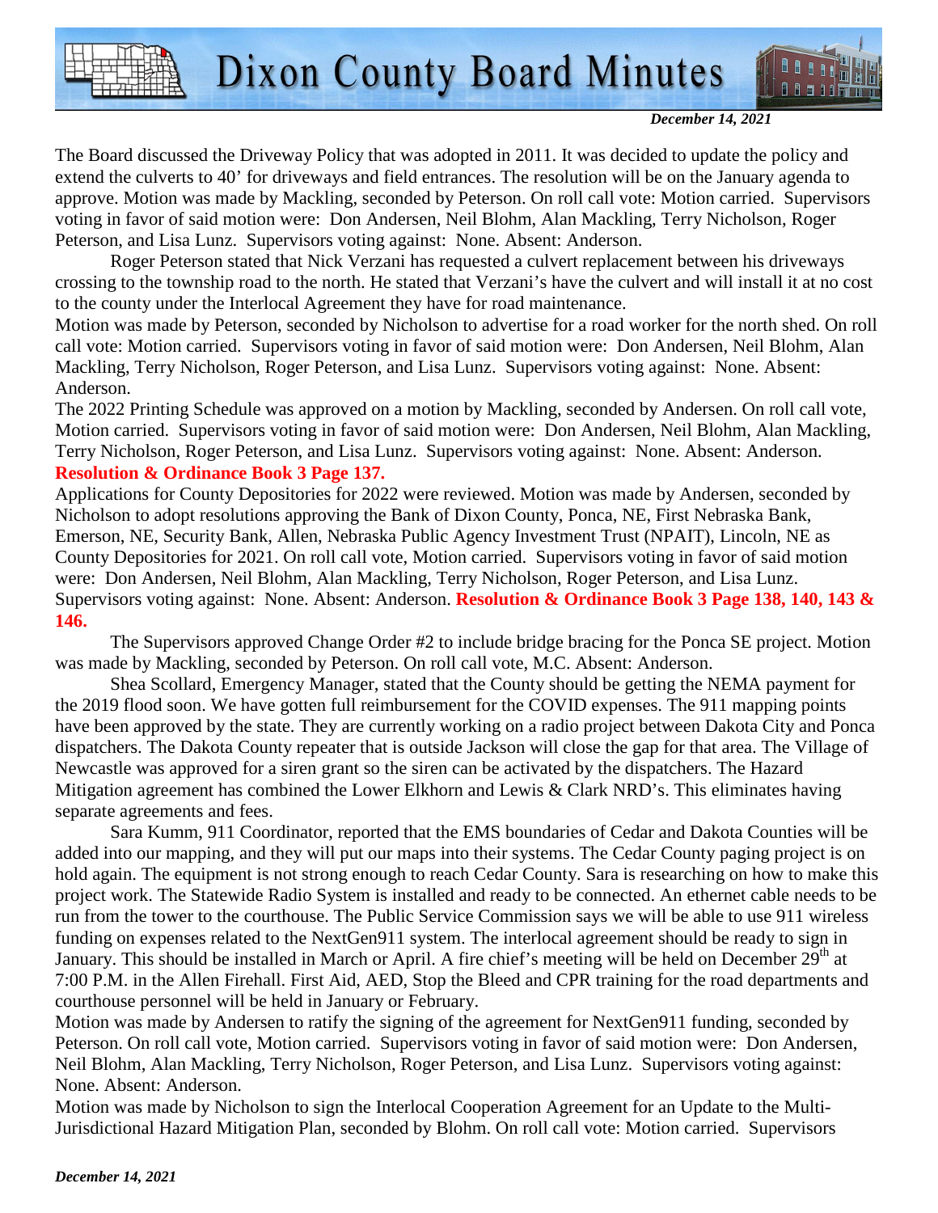The Board discussed the Driveway Policy that was adopted in 2011. It was decided to update the policy and extend the culverts to 40' for driveways and field entrances. The resolution will be on the January agenda to approve. Motion was made by Mackling, seconded by Peterson. On roll call vote: Motion carried. Supervisors voting in favor of said motion were: Don Andersen, Neil Blohm, Alan Mackling, Terry Nicholson, Roger Peterson, and Lisa Lunz. Supervisors voting against: None. Absent: Anderson.

Roger Peterson stated that Nick Verzani has requested a culvert replacement between his driveways crossing to the township road to the north. He stated that Verzani's have the culvert and will install it at no cost to the county under the Interlocal Agreement they have for road maintenance.

Motion was made by Peterson, seconded by Nicholson to advertise for a road worker for the north shed. On roll call vote: Motion carried. Supervisors voting in favor of said motion were: Don Andersen, Neil Blohm, Alan Mackling, Terry Nicholson, Roger Peterson, and Lisa Lunz. Supervisors voting against: None. Absent: Anderson.

The 2022 Printing Schedule was approved on a motion by Mackling, seconded by Andersen. On roll call vote, Motion carried. Supervisors voting in favor of said motion were: Don Andersen, Neil Blohm, Alan Mackling, Terry Nicholson, Roger Peterson, and Lisa Lunz. Supervisors voting against: None. Absent: Anderson. **Resolution & Ordinance Book 3 Page 137.**

Applications for County Depositories for 2022 were reviewed. Motion was made by Andersen, seconded by Nicholson to adopt resolutions approving the Bank of Dixon County, Ponca, NE, First Nebraska Bank, Emerson, NE, Security Bank, Allen, Nebraska Public Agency Investment Trust (NPAIT), Lincoln, NE as County Depositories for 2021. On roll call vote, Motion carried. Supervisors voting in favor of said motion were: Don Andersen, Neil Blohm, Alan Mackling, Terry Nicholson, Roger Peterson, and Lisa Lunz. Supervisors voting against: None. Absent: Anderson. **Resolution & Ordinance Book 3 Page 138, 140, 143 & 146.**

The Supervisors approved Change Order #2 to include bridge bracing for the Ponca SE project. Motion was made by Mackling, seconded by Peterson. On roll call vote, M.C. Absent: Anderson.

Shea Scollard, Emergency Manager, stated that the County should be getting the NEMA payment for the 2019 flood soon. We have gotten full reimbursement for the COVID expenses. The 911 mapping points have been approved by the state. They are currently working on a radio project between Dakota City and Ponca dispatchers. The Dakota County repeater that is outside Jackson will close the gap for that area. The Village of Newcastle was approved for a siren grant so the siren can be activated by the dispatchers. The Hazard Mitigation agreement has combined the Lower Elkhorn and Lewis & Clark NRD's. This eliminates having separate agreements and fees.

Sara Kumm, 911 Coordinator, reported that the EMS boundaries of Cedar and Dakota Counties will be added into our mapping, and they will put our maps into their systems. The Cedar County paging project is on hold again. The equipment is not strong enough to reach Cedar County. Sara is researching on how to make this project work. The Statewide Radio System is installed and ready to be connected. An ethernet cable needs to be run from the tower to the courthouse. The Public Service Commission says we will be able to use 911 wireless funding on expenses related to the NextGen911 system. The interlocal agreement should be ready to sign in January. This should be installed in March or April. A fire chief's meeting will be held on December 29th at 7:00 P.M. in the Allen Firehall. First Aid, AED, Stop the Bleed and CPR training for the road departments and courthouse personnel will be held in January or February.

Motion was made by Andersen to ratify the signing of the agreement for NextGen911 funding, seconded by Peterson. On roll call vote, Motion carried. Supervisors voting in favor of said motion were: Don Andersen, Neil Blohm, Alan Mackling, Terry Nicholson, Roger Peterson, and Lisa Lunz. Supervisors voting against: None. Absent: Anderson.

Motion was made by Nicholson to sign the Interlocal Cooperation Agreement for an Update to the Multi-Jurisdictional Hazard Mitigation Plan, seconded by Blohm. On roll call vote: Motion carried. Supervisors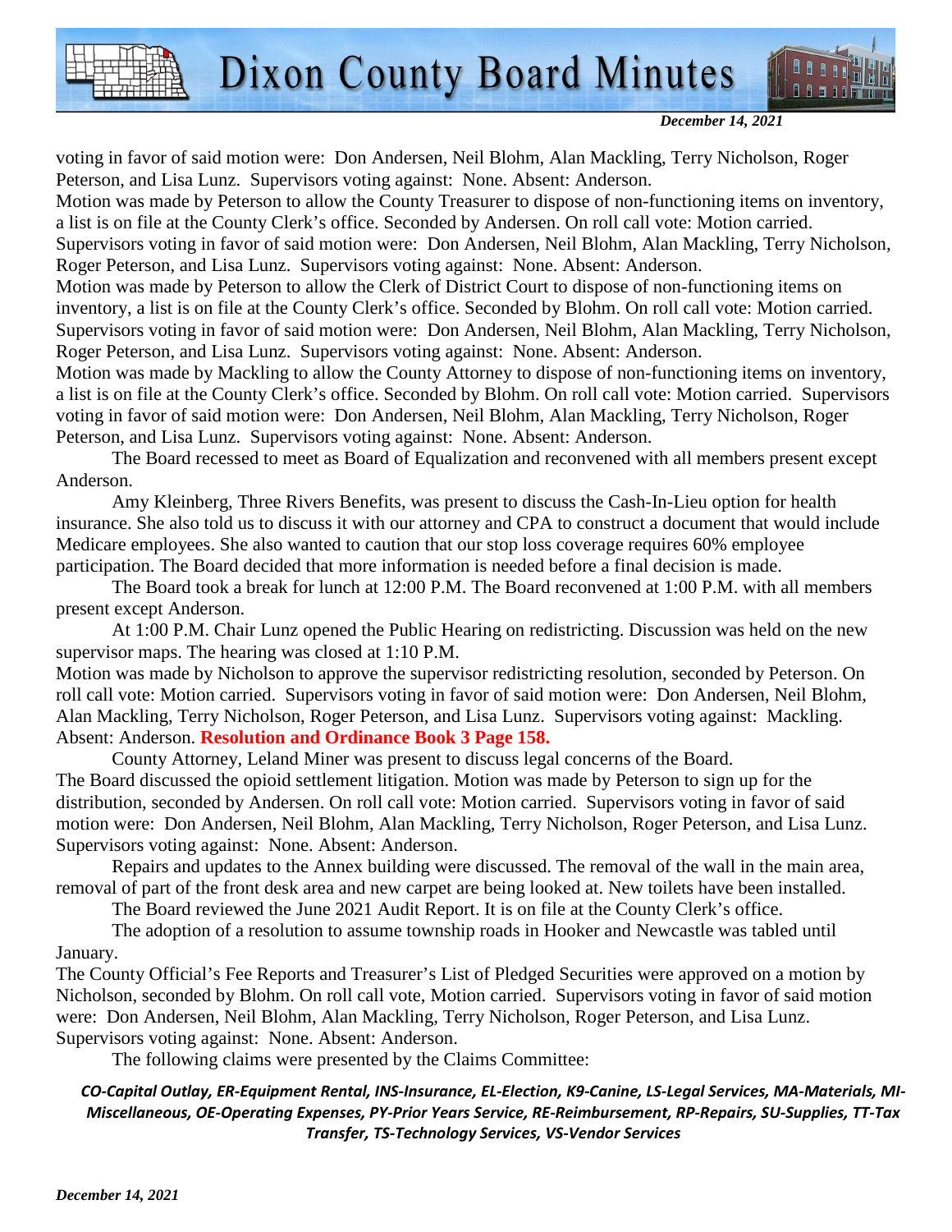voting in favor of said motion were: Don Andersen, Neil Blohm, Alan Mackling, Terry Nicholson, Roger Peterson, and Lisa Lunz. Supervisors voting against: None. Absent: Anderson.

Motion was made by Peterson to allow the County Treasurer to dispose of non-functioning items on inventory, a list is on file at the County Clerk's office. Seconded by Andersen. On roll call vote: Motion carried. Supervisors voting in favor of said motion were: Don Andersen, Neil Blohm, Alan Mackling, Terry Nicholson, Roger Peterson, and Lisa Lunz. Supervisors voting against: None. Absent: Anderson.

Motion was made by Peterson to allow the Clerk of District Court to dispose of non-functioning items on inventory, a list is on file at the County Clerk's office. Seconded by Blohm. On roll call vote: Motion carried. Supervisors voting in favor of said motion were: Don Andersen, Neil Blohm, Alan Mackling, Terry Nicholson, Roger Peterson, and Lisa Lunz. Supervisors voting against: None. Absent: Anderson.

Motion was made by Mackling to allow the County Attorney to dispose of non-functioning items on inventory, a list is on file at the County Clerk's office. Seconded by Blohm. On roll call vote: Motion carried. Supervisors voting in favor of said motion were: Don Andersen, Neil Blohm, Alan Mackling, Terry Nicholson, Roger Peterson, and Lisa Lunz. Supervisors voting against: None. Absent: Anderson.

The Board recessed to meet as Board of Equalization and reconvened with all members present except Anderson.

Amy Kleinberg, Three Rivers Benefits, was present to discuss the Cash-In-Lieu option for health insurance. She also told us to discuss it with our attorney and CPA to construct a document that would include Medicare employees. She also wanted to caution that our stop loss coverage requires 60% employee participation. The Board decided that more information is needed before a final decision is made.

The Board took a break for lunch at 12:00 P.M. The Board reconvened at 1:00 P.M. with all members present except Anderson.

At 1:00 P.M. Chair Lunz opened the Public Hearing on redistricting. Discussion was held on the new supervisor maps. The hearing was closed at 1:10 P.M.

Motion was made by Nicholson to approve the supervisor redistricting resolution, seconded by Peterson. On roll call vote: Motion carried. Supervisors voting in favor of said motion were: Don Andersen, Neil Blohm, Alan Mackling, Terry Nicholson, Roger Peterson, and Lisa Lunz. Supervisors voting against: Mackling. Absent: Anderson. **Resolution and Ordinance Book 3 Page 158.**

County Attorney, Leland Miner was present to discuss legal concerns of the Board.

The Board discussed the opioid settlement litigation. Motion was made by Peterson to sign up for the distribution, seconded by Andersen. On roll call vote: Motion carried. Supervisors voting in favor of said motion were: Don Andersen, Neil Blohm, Alan Mackling, Terry Nicholson, Roger Peterson, and Lisa Lunz. Supervisors voting against: None. Absent: Anderson.

Repairs and updates to the Annex building were discussed. The removal of the wall in the main area, removal of part of the front desk area and new carpet are being looked at. New toilets have been installed.

The Board reviewed the June 2021 Audit Report. It is on file at the County Clerk's office.

The adoption of a resolution to assume township roads in Hooker and Newcastle was tabled until January.

The County Official's Fee Reports and Treasurer's List of Pledged Securities were approved on a motion by Nicholson, seconded by Blohm. On roll call vote, Motion carried. Supervisors voting in favor of said motion were: Don Andersen, Neil Blohm, Alan Mackling, Terry Nicholson, Roger Peterson, and Lisa Lunz. Supervisors voting against: None. Absent: Anderson.

The following claims were presented by the Claims Committee:

***CO-Capital Outlay, ER-Equipment Rental, INS-Insurance, EL-Election, K9-Canine, LS-Legal Services, MA-Materials, MI-Miscellaneous, OE-Operating Expenses, PY-Prior Years Service, RE-Reimbursement, RP-Repairs, SU-Supplies, TT-Tax Transfer, TS-Technology Services, VS-Vendor Services***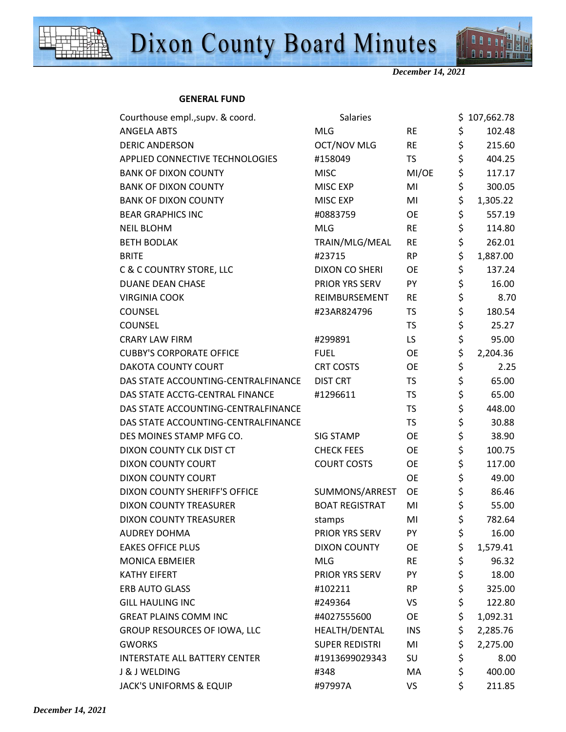**GENERAL FUND**

| Vendor | Description | Code | Amount |
|---|---|---|---|
| Courthouse empl.,supv. & coord. | Salaries | | $ 107,662.78 |
| ANGELA ABTS | MLG | RE | $ 102.48 |
| DERIC ANDERSON | OCT/NOV MLG | RE | $ 215.60 |
| APPLIED CONNECTIVE TECHNOLOGIES | #158049 | TS | $ 404.25 |
| BANK OF DIXON COUNTY | MISC | MI/OE | $ 117.17 |
| BANK OF DIXON COUNTY | MISC EXP | MI | $ 300.05 |
| BANK OF DIXON COUNTY | MISC EXP | MI | $ 1,305.22 |
| BEAR GRAPHICS INC | #0883759 | OE | $ 557.19 |
| NEIL BLOHM | MLG | RE | $ 114.80 |
| BETH BODLAK | TRAIN/MLG/MEAL | RE | $ 262.01 |
| BRITE | #23715 | RP | $ 1,887.00 |
| C & C COUNTRY STORE, LLC | DIXON CO SHERI | OE | $ 137.24 |
| DUANE DEAN CHASE | PRIOR YRS SERV | PY | $ 16.00 |
| VIRGINIA COOK | REIMBURSEMENT | RE | $ 8.70 |
| COUNSEL | #23AR824796 | TS | $ 180.54 |
| COUNSEL | | TS | $ 25.27 |
| CRARY LAW FIRM | #299891 | LS | $ 95.00 |
| CUBBY'S CORPORATE OFFICE | FUEL | OE | $ 2,204.36 |
| DAKOTA COUNTY COURT | CRT COSTS | OE | $ 2.25 |
| DAS STATE ACCOUNTING-CENTRALFINANCE | DIST CRT | TS | $ 65.00 |
| DAS STATE ACCTG-CENTRAL FINANCE | #1296611 | TS | $ 65.00 |
| DAS STATE ACCOUNTING-CENTRALFINANCE | | TS | $ 448.00 |
| DAS STATE ACCOUNTING-CENTRALFINANCE | | TS | $ 30.88 |
| DES MOINES STAMP MFG CO. | SIG STAMP | OE | $ 38.90 |
| DIXON COUNTY CLK DIST CT | CHECK FEES | OE | $ 100.75 |
| DIXON COUNTY COURT | COURT COSTS | OE | $ 117.00 |
| DIXON COUNTY COURT | | OE | $ 49.00 |
| DIXON COUNTY SHERIFF'S OFFICE | SUMMONS/ARREST | OE | $ 86.46 |
| DIXON COUNTY TREASURER | BOAT REGISTRAT | MI | $ 55.00 |
| DIXON COUNTY TREASURER | stamps | MI | $ 782.64 |
| AUDREY DOHMA | PRIOR YRS SERV | PY | $ 16.00 |
| EAKES OFFICE PLUS | DIXON COUNTY | OE | $ 1,579.41 |
| MONICA EBMEIER | MLG | RE | $ 96.32 |
| KATHY EIFERT | PRIOR YRS SERV | PY | $ 18.00 |
| ERB AUTO GLASS | #102211 | RP | $ 325.00 |
| GILL HAULING INC | #249364 | VS | $ 122.80 |
| GREAT PLAINS COMM INC | #4027555600 | OE | $ 1,092.31 |
| GROUP RESOURCES OF IOWA, LLC | HEALTH/DENTAL | INS | $ 2,285.76 |
| GWORKS | SUPER REDISTRI | MI | $ 2,275.00 |
| INTERSTATE ALL BATTERY CENTER | #1913699029343 | SU | $ 8.00 |
| J & J WELDING | #348 | MA | $ 400.00 |
| JACK'S UNIFORMS & EQUIP | #97997A | VS | $ 211.85 |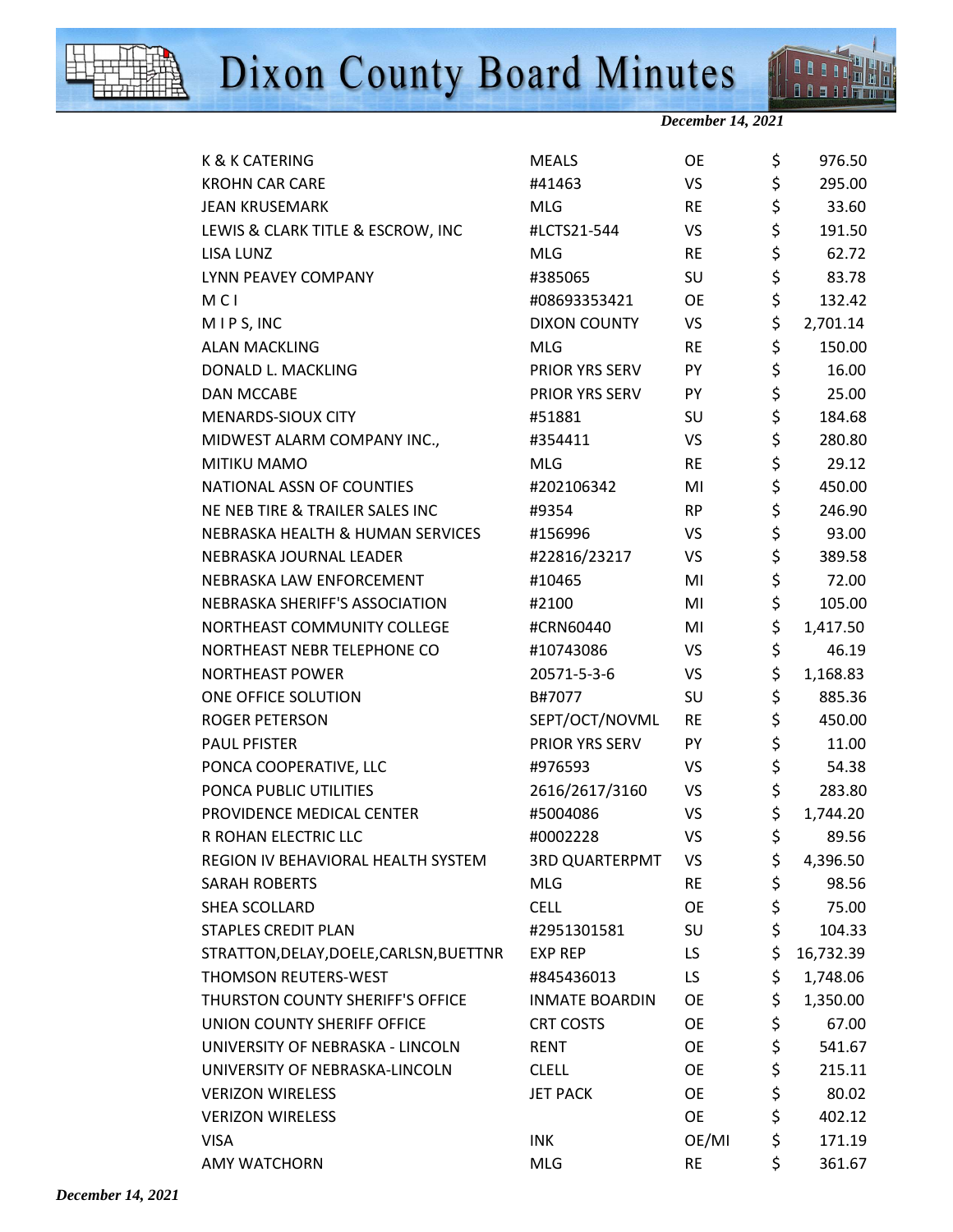| | | | |
|---|---|---|---|
| K & K CATERING | MEALS | OE | $ 976.50 |
| KROHN CAR CARE | #41463 | VS | $ 295.00 |
| JEAN KRUSEMARK | MLG | RE | $ 33.60 |
| LEWIS & CLARK TITLE & ESCROW, INC | #LCTS21-544 | VS | $ 191.50 |
| LISA LUNZ | MLG | RE | $ 62.72 |
| LYNN PEAVEY COMPANY | #385065 | SU | $ 83.78 |
| M C I | #08693353421 | OE | $ 132.42 |
| M I P S, INC | DIXON COUNTY | VS | $ 2,701.14 |
| ALAN MACKLING | MLG | RE | $ 150.00 |
| DONALD L. MACKLING | PRIOR YRS SERV | PY | $ 16.00 |
| DAN MCCABE | PRIOR YRS SERV | PY | $ 25.00 |
| MENARDS-SIOUX CITY | #51881 | SU | $ 184.68 |
| MIDWEST ALARM COMPANY INC., | #354411 | VS | $ 280.80 |
| MITIKU MAMO | MLG | RE | $ 29.12 |
| NATIONAL ASSN OF COUNTIES | #202106342 | MI | $ 450.00 |
| NE NEB TIRE & TRAILER SALES INC | #9354 | RP | $ 246.90 |
| NEBRASKA HEALTH & HUMAN SERVICES | #156996 | VS | $ 93.00 |
| NEBRASKA JOURNAL LEADER | #22816/23217 | VS | $ 389.58 |
| NEBRASKA LAW ENFORCEMENT | #10465 | MI | $ 72.00 |
| NEBRASKA SHERIFF'S ASSOCIATION | #2100 | MI | $ 105.00 |
| NORTHEAST COMMUNITY COLLEGE | #CRN60440 | MI | $ 1,417.50 |
| NORTHEAST NEBR TELEPHONE CO | #10743086 | VS | $ 46.19 |
| NORTHEAST POWER | 20571-5-3-6 | VS | $ 1,168.83 |
| ONE OFFICE SOLUTION | B#7077 | SU | $ 885.36 |
| ROGER PETERSON | SEPT/OCT/NOVML | RE | $ 450.00 |
| PAUL PFISTER | PRIOR YRS SERV | PY | $ 11.00 |
| PONCA COOPERATIVE, LLC | #976593 | VS | $ 54.38 |
| PONCA PUBLIC UTILITIES | 2616/2617/3160 | VS | $ 283.80 |
| PROVIDENCE MEDICAL CENTER | #5004086 | VS | $ 1,744.20 |
| R ROHAN ELECTRIC LLC | #0002228 | VS | $ 89.56 |
| REGION IV BEHAVIORAL HEALTH SYSTEM | 3RD QUARTERPMT | VS | $ 4,396.50 |
| SARAH ROBERTS | MLG | RE | $ 98.56 |
| SHEA SCOLLARD | CELL | OE | $ 75.00 |
| STAPLES CREDIT PLAN | #2951301581 | SU | $ 104.33 |
| STRATTON,DELAY,DOELE,CARLSN,BUETTNR | EXP REP | LS | $ 16,732.39 |
| THOMSON REUTERS-WEST | #845436013 | LS | $ 1,748.06 |
| THURSTON COUNTY SHERIFF'S OFFICE | INMATE BOARDIN | OE | $ 1,350.00 |
| UNION COUNTY SHERIFF OFFICE | CRT COSTS | OE | $ 67.00 |
| UNIVERSITY OF NEBRASKA - LINCOLN | RENT | OE | $ 541.67 |
| UNIVERSITY OF NEBRASKA-LINCOLN | CLELL | OE | $ 215.11 |
| VERIZON WIRELESS | JET PACK | OE | $ 80.02 |
| VERIZON WIRELESS | | OE | $ 402.12 |
| VISA | INK | OE/MI | $ 171.19 |
| AMY WATCHORN | MLG | RE | $ 361.67 |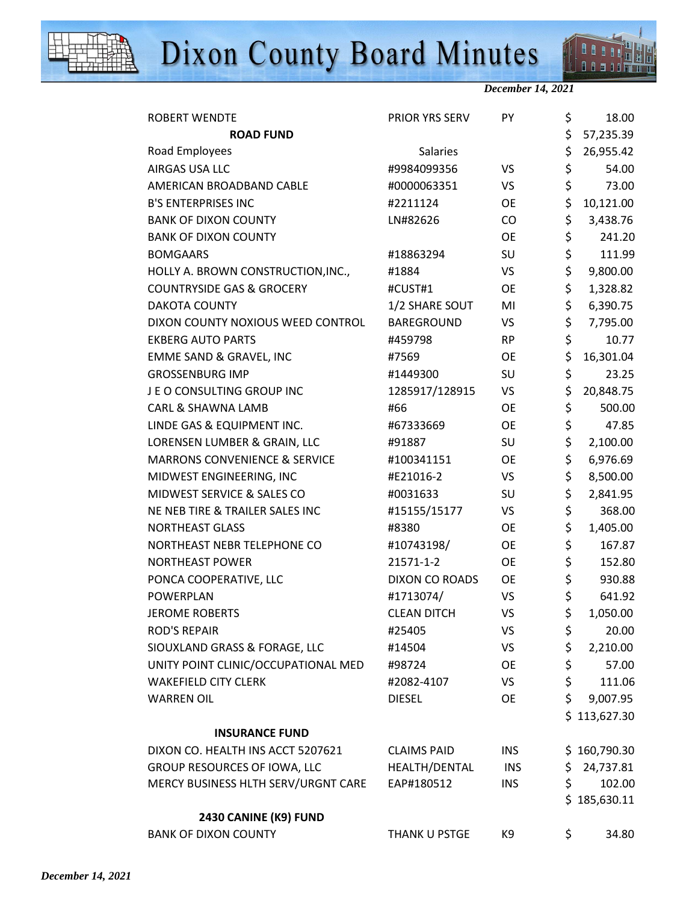| | | | |
|---|---|---|---|
| ROBERT WENDTE | PRIOR YRS SERV | PY | $ 18.00 |
| **ROAD FUND** | | | $ 57,235.39 |
| Road Employees | Salaries | | $ 26,955.42 |
| AIRGAS USA LLC | #9984099356 | VS | $ 54.00 |
| AMERICAN BROADBAND CABLE | #0000063351 | VS | $ 73.00 |
| B'S ENTERPRISES INC | #2211124 | OE | $ 10,121.00 |
| BANK OF DIXON COUNTY | LN#82626 | CO | $ 3,438.76 |
| BANK OF DIXON COUNTY | | OE | $ 241.20 |
| BOMGAARS | #18863294 | SU | $ 111.99 |
| HOLLY A. BROWN CONSTRUCTION,INC., | #1884 | VS | $ 9,800.00 |
| COUNTRYSIDE GAS & GROCERY | #CUST#1 | OE | $ 1,328.82 |
| DAKOTA COUNTY | 1/2 SHARE SOUT | MI | $ 6,390.75 |
| DIXON COUNTY NOXIOUS WEED CONTROL | BAREGROUND | VS | $ 7,795.00 |
| EKBERG AUTO PARTS | #459798 | RP | $ 10.77 |
| EMME SAND & GRAVEL, INC | #7569 | OE | $ 16,301.04 |
| GROSSENBURG IMP | #1449300 | SU | $ 23.25 |
| J E O CONSULTING GROUP INC | 1285917/128915 | VS | $ 20,848.75 |
| CARL & SHAWNA LAMB | #66 | OE | $ 500.00 |
| LINDE GAS & EQUIPMENT INC. | #67333669 | OE | $ 47.85 |
| LORENSEN LUMBER & GRAIN, LLC | #91887 | SU | $ 2,100.00 |
| MARRONS CONVENIENCE & SERVICE | #100341151 | OE | $ 6,976.69 |
| MIDWEST ENGINEERING, INC | #E21016-2 | VS | $ 8,500.00 |
| MIDWEST SERVICE & SALES CO | #0031633 | SU | $ 2,841.95 |
| NE NEB TIRE & TRAILER SALES INC | #15155/15177 | VS | $ 368.00 |
| NORTHEAST GLASS | #8380 | OE | $ 1,405.00 |
| NORTHEAST NEBR TELEPHONE CO | #10743198/ | OE | $ 167.87 |
| NORTHEAST POWER | 21571-1-2 | OE | $ 152.80 |
| PONCA COOPERATIVE, LLC | DIXON CO ROADS | OE | $ 930.88 |
| POWERPLAN | #1713074/ | VS | $ 641.92 |
| JEROME ROBERTS | CLEAN DITCH | VS | $ 1,050.00 |
| ROD'S REPAIR | #25405 | VS | $ 20.00 |
| SIOUXLAND GRASS & FORAGE, LLC | #14504 | VS | $ 2,210.00 |
| UNITY POINT CLINIC/OCCUPATIONAL MED | #98724 | OE | $ 57.00 |
| WAKEFIELD CITY CLERK | #2082-4107 | VS | $ 111.06 |
| WARREN OIL | DIESEL | OE | $ 9,007.95 |
| | | | $ 113,627.30 |
| **INSURANCE FUND** | | | |
| DIXON CO. HEALTH INS ACCT 5207621 | CLAIMS PAID | INS | $ 160,790.30 |
| GROUP RESOURCES OF IOWA, LLC | HEALTH/DENTAL | INS | $ 24,737.81 |
| MERCY BUSINESS HLTH SERV/URGNT CARE | EAP#180512 | INS | $ 102.00 |
| | | | $ 185,630.11 |
| **2430 CANINE (K9) FUND** | | | |
| BANK OF DIXON COUNTY | THANK U PSTGE | K9 | $ 34.80 |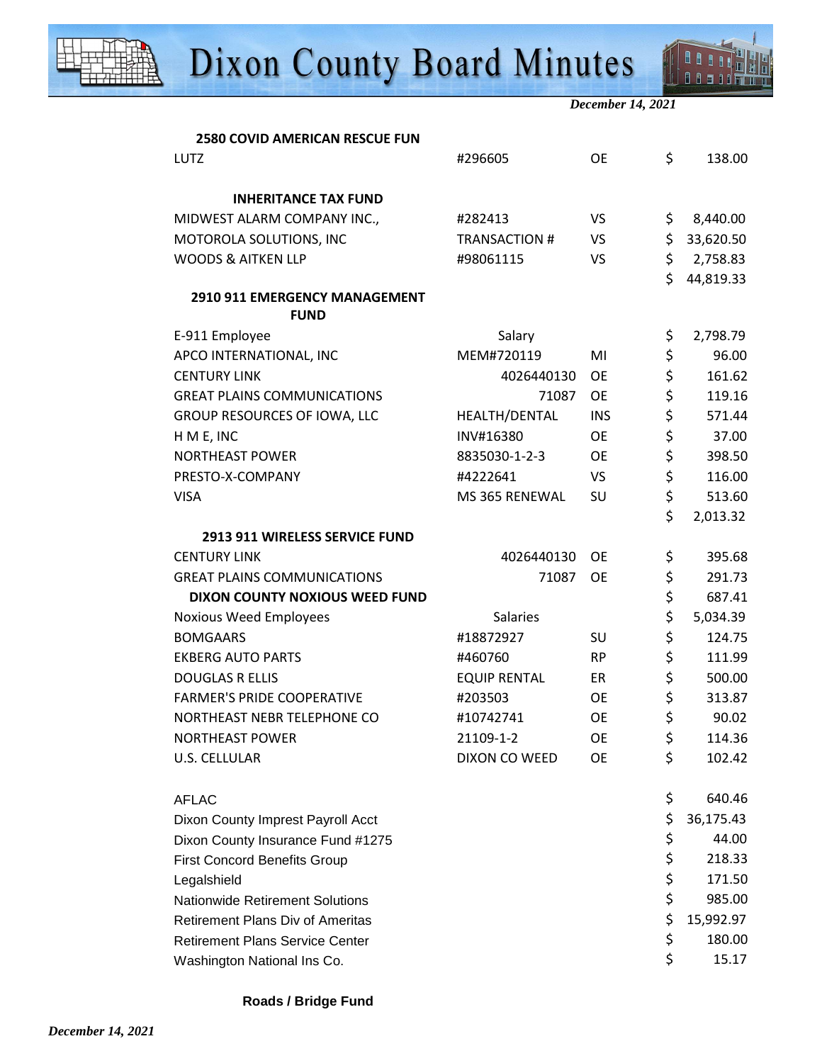| | | | |
|---|---|---|---|
| **2580 COVID AMERICAN RESCUE FUN** | | | |
| LUTZ | #296605 | OE | $ 138.00 |
| | | | |
| **INHERITANCE TAX FUND** | | | |
| MIDWEST ALARM COMPANY INC., | #282413 | VS | $ 8,440.00 |
| MOTOROLA SOLUTIONS, INC | TRANSACTION # | VS | $ 33,620.50 |
| WOODS & AITKEN LLP | #98061115 | VS | $ 2,758.83 |
| | | | $ 44,819.33 |
| **2910 911 EMERGENCY MANAGEMENT FUND** | | | |
| E-911 Employee | Salary | | $ 2,798.79 |
| APCO INTERNATIONAL, INC | MEM#720119 | MI | $ 96.00 |
| CENTURY LINK | 4026440130 | OE | $ 161.62 |
| GREAT PLAINS COMMUNICATIONS | 71087 | OE | $ 119.16 |
| GROUP RESOURCES OF IOWA, LLC | HEALTH/DENTAL | INS | $ 571.44 |
| H M E, INC | INV#16380 | OE | $ 37.00 |
| NORTHEAST POWER | 8835030-1-2-3 | OE | $ 398.50 |
| PRESTO-X-COMPANY | #4222641 | VS | $ 116.00 |
| VISA | MS 365 RENEWAL | SU | $ 513.60 |
| | | | $ 2,013.32 |
| **2913 911 WIRELESS SERVICE FUND** | | | |
| CENTURY LINK | 4026440130 | OE | $ 395.68 |
| GREAT PLAINS COMMUNICATIONS | 71087 | OE | $ 291.73 |
| **DIXON COUNTY NOXIOUS WEED FUND** | | | $ 687.41 |
| Noxious Weed Employees | Salaries | | $ 5,034.39 |
| BOMGAARS | #18872927 | SU | $ 124.75 |
| EKBERG AUTO PARTS | #460760 | RP | $ 111.99 |
| DOUGLAS R ELLIS | EQUIP RENTAL | ER | $ 500.00 |
| FARMER'S PRIDE COOPERATIVE | #203503 | OE | $ 313.87 |
| NORTHEAST NEBR TELEPHONE CO | #10742741 | OE | $ 90.02 |
| NORTHEAST POWER | 21109-1-2 | OE | $ 114.36 |
| U.S. CELLULAR | DIXON CO WEED | OE | $ 102.42 |
| | | | |
| AFLAC | | | $ 640.46 |
| Dixon County Imprest Payroll Acct | | | $ 36,175.43 |
| Dixon County Insurance Fund #1275 | | | $ 44.00 |
| First Concord Benefits Group | | | $ 218.33 |
| Legalshield | | | $ 171.50 |
| Nationwide Retirement Solutions | | | $ 985.00 |
| Retirement Plans Div of Ameritas | | | $ 15,992.97 |
| Retirement Plans Service Center | | | $ 180.00 |
| Washington National Ins Co. | | | $ 15.17 |

**Roads / Bridge Fund**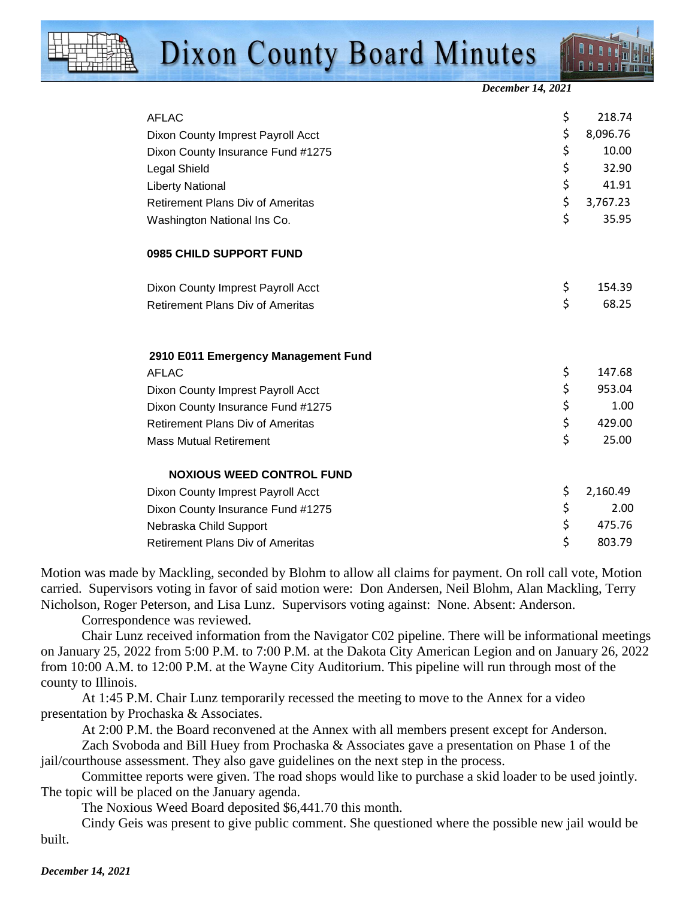| | |
|---|---|
| AFLAC | $ 218.74 |
| Dixon County Impress Payroll Acct | $ 8,096.76 |
| Dixon County Insurance Fund #1275 | $ 10.00 |
| Legal Shield | $ 32.90 |
| Liberty National | $ 41.91 |
| Retirement Plans Div of Ameritas | $ 3,767.23 |
| Washington National Ins Co. | $ 35.95 |
| **0985 CHILD SUPPORT FUND** | |
| Dixon County Impress Payroll Acct | $ 154.39 |
| Retirement Plans Div of Ameritas | $ 68.25 |
| **2910 E011 Emergency Management Fund** | |
| AFLAC | $ 147.68 |
| Dixon County Impress Payroll Acct | $ 953.04 |
| Dixon County Insurance Fund #1275 | $ 1.00 |
| Retirement Plans Div of Ameritas | $ 429.00 |
| Mass Mutual Retirement | $ 25.00 |
| **NOXIOUS WEED CONTROL FUND** | |
| Dixon County Impress Payroll Acct | $ 2,160.49 |
| Dixon County Insurance Fund #1275 | $ 2.00 |
| Nebraska Child Support | $ 475.76 |
| Retirement Plans Div of Ameritas | $ 803.79 |

Motion was made by Mackling, seconded by Blohm to allow all claims for payment. On roll call vote, Motion carried. Supervisors voting in favor of said motion were: Don Andersen, Neil Blohm, Alan Mackling, Terry Nicholson, Roger Peterson, and Lisa Lunz. Supervisors voting against: None. Absent: Anderson.

Correspondence was reviewed.

Chair Lunz received information from the Navigator C02 pipeline. There will be informational meetings on January 25, 2022 from 5:00 P.M. to 7:00 P.M. at the Dakota City American Legion and on January 26, 2022 from 10:00 A.M. to 12:00 P.M. at the Wayne City Auditorium. This pipeline will run through most of the county to Illinois.

At 1:45 P.M. Chair Lunz temporarily recessed the meeting to move to the Annex for a video presentation by Prochaska & Associates.

At 2:00 P.M. the Board reconvened at the Annex with all members present except for Anderson.

Zach Svoboda and Bill Huey from Prochaska & Associates gave a presentation on Phase 1 of the jail/courthouse assessment. They also gave guidelines on the next step in the process.

Committee reports were given. The road shops would like to purchase a skid loader to be used jointly. The topic will be placed on the January agenda.

The Noxious Weed Board deposited $6,441.70 this month.

Cindy Geis was present to give public comment. She questioned where the possible new jail would be built.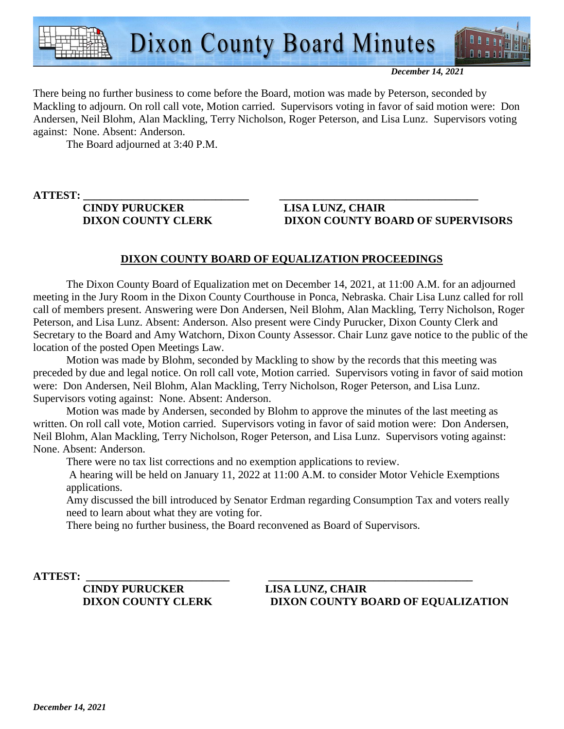There being no further business to come before the Board, motion was made by Peterson, seconded by Mackling to adjourn. On roll call vote, Motion carried. Supervisors voting in favor of said motion were: Don Andersen, Neil Blohm, Alan Mackling, Terry Nicholson, Roger Peterson, and Lisa Lunz. Supervisors voting against: None. Absent: Anderson.

The Board adjourned at 3:40 P.M.

**ATTEST: \_\_\_\_\_\_\_\_\_\_\_\_\_\_\_\_\_\_\_\_\_\_\_\_\_\_\_\_\_\_ \_\_\_\_\_\_\_\_\_\_\_\_\_\_\_\_\_\_\_\_\_\_\_\_\_\_\_\_\_\_\_\_\_\_\_\_**

**CINDY PURUCKER** **LISA LUNZ, CHAIR**
**DIXON COUNTY CLERK** **DIXON COUNTY BOARD OF SUPERVISORS**

## DIXON COUNTY BOARD OF EQUALIZATION PROCEEDINGS

The Dixon County Board of Equalization met on December 14, 2021, at 11:00 A.M. for an adjourned meeting in the Jury Room in the Dixon County Courthouse in Ponca, Nebraska. Chair Lisa Lunz called for roll call of members present. Answering were Don Andersen, Neil Blohm, Alan Mackling, Terry Nicholson, Roger Peterson, and Lisa Lunz. Absent: Anderson. Also present were Cindy Purucker, Dixon County Clerk and Secretary to the Board and Amy Watchorn, Dixon County Assessor. Chair Lunz gave notice to the public of the location of the posted Open Meetings Law.

Motion was made by Blohm, seconded by Mackling to show by the records that this meeting was preceded by due and legal notice. On roll call vote, Motion carried. Supervisors voting in favor of said motion were: Don Andersen, Neil Blohm, Alan Mackling, Terry Nicholson, Roger Peterson, and Lisa Lunz. Supervisors voting against: None. Absent: Anderson.

Motion was made by Andersen, seconded by Blohm to approve the minutes of the last meeting as written. On roll call vote, Motion carried. Supervisors voting in favor of said motion were: Don Andersen, Neil Blohm, Alan Mackling, Terry Nicholson, Roger Peterson, and Lisa Lunz. Supervisors voting against: None. Absent: Anderson.

There were no tax list corrections and no exemption applications to review.

A hearing will be held on January 11, 2022 at 11:00 A.M. to consider Motor Vehicle Exemptions applications.

Amy discussed the bill introduced by Senator Erdman regarding Consumption Tax and voters really need to learn about what they are voting for.

There being no further business, the Board reconvened as Board of Supervisors.

**ATTEST: \_\_\_\_\_\_\_\_\_\_\_\_\_\_\_\_\_\_\_\_\_\_\_\_\_\_\_ \_\_\_\_\_\_\_\_\_\_\_\_\_\_\_\_\_\_\_\_\_\_\_\_\_\_\_\_\_\_\_\_\_\_\_\_\_\_**

**CINDY PURUCKER** **LISA LUNZ, CHAIR**
**DIXON COUNTY CLERK** **DIXON COUNTY BOARD OF EQUALIZATION**